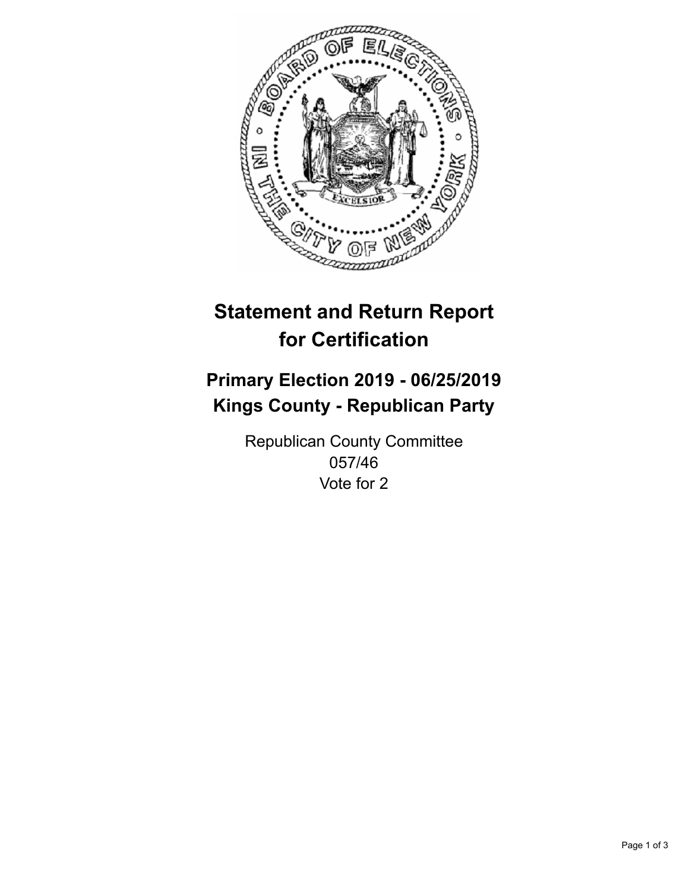# Statement and Return Report for Certification

## Primary Election 2019 - 06/25/2019
## Kings County - Republican Party

Republican County Committee
057/46
Vote for 2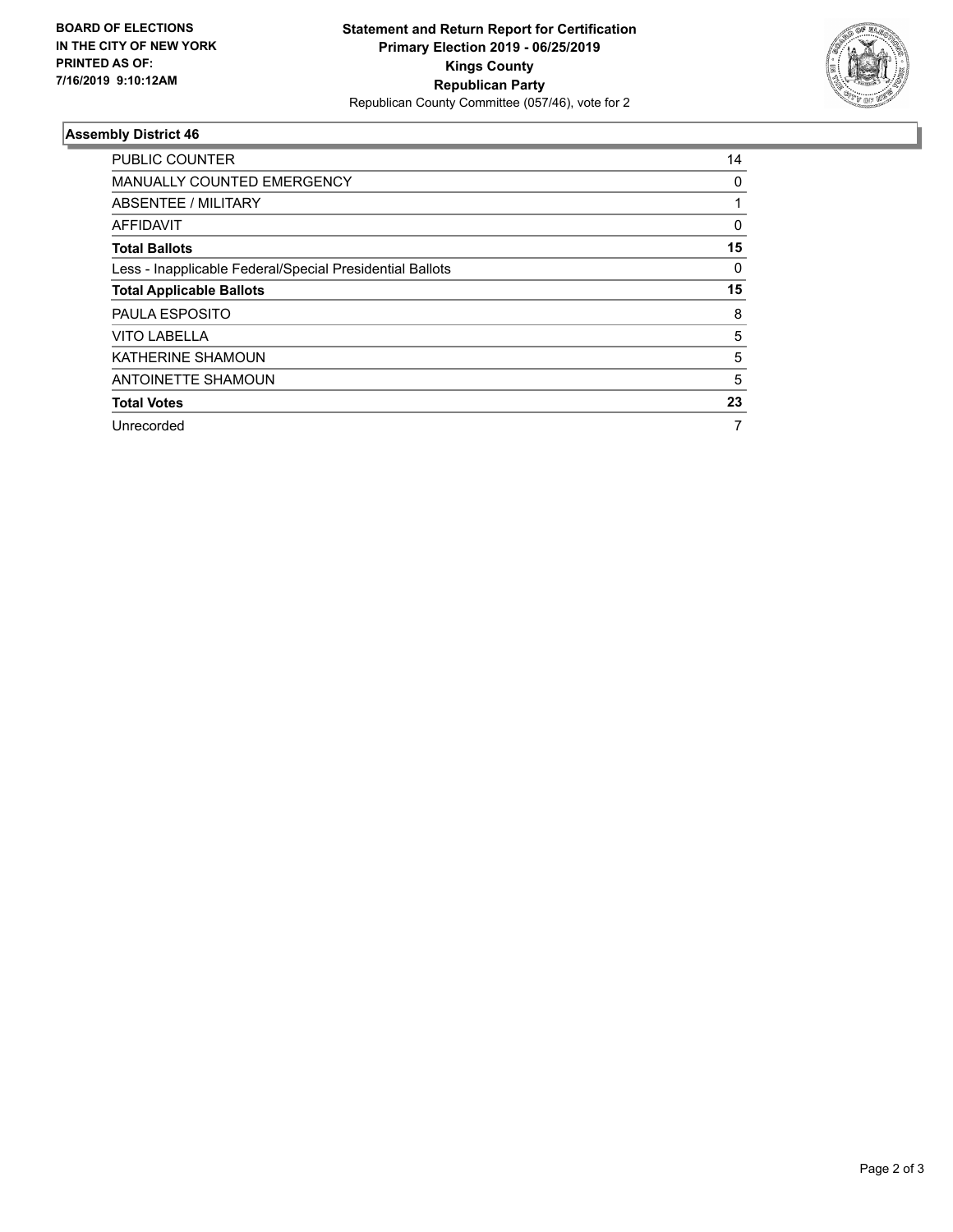**BOARD OF ELECTIONS IN THE CITY OF NEW YORK PRINTED AS OF: 7/16/2019 9:10:12AM**

**Statement and Return Report for Certification**
**Primary Election 2019 - 06/25/2019**
**Kings County**
**Republican Party**
Republican County Committee (057/46), vote for 2

## Assembly District 46

| | |
|---|---|
| PUBLIC COUNTER | 14 |
| MANUALLY COUNTED EMERGENCY | 0 |
| ABSENTEE / MILITARY | 1 |
| AFFIDAVIT | 0 |
| **Total Ballots** | **15** |
| Less - Inapplicable Federal/Special Presidential Ballots | 0 |
| **Total Applicable Ballots** | **15** |
| PAULA ESPOSITO | 8 |
| VITO LABELLA | 5 |
| KATHERINE SHAMOUN | 5 |
| ANTOINETTE SHAMOUN | 5 |
| **Total Votes** | **23** |
| Unrecorded | 7 |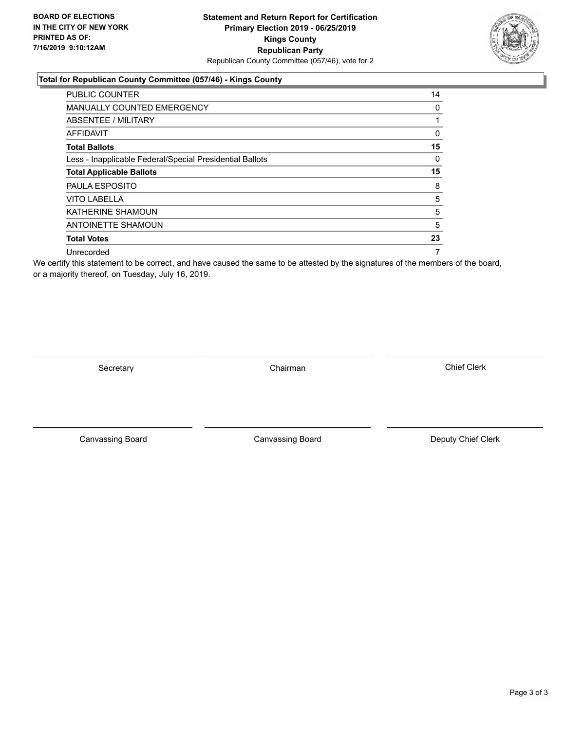**BOARD OF ELECTIONS IN THE CITY OF NEW YORK PRINTED AS OF: 7/16/2019 9:10:12AM**

**Statement and Return Report for Certification**
**Primary Election 2019 - 06/25/2019**
**Kings County**
**Republican Party**
Republican County Committee (057/46), vote for 2

**Total for Republican County Committee (057/46) - Kings County**

| | |
|---|---|
| PUBLIC COUNTER | 14 |
| MANUALLY COUNTED EMERGENCY | 0 |
| ABSENTEE / MILITARY | 1 |
| AFFIDAVIT | 0 |
| **Total Ballots** | **15** |
| Less - Inapplicable Federal/Special Presidential Ballots | 0 |
| **Total Applicable Ballots** | **15** |
| PAULA ESPOSITO | 8 |
| VITO LABELLA | 5 |
| KATHERINE SHAMOUN | 5 |
| ANTOINETTE SHAMOUN | 5 |
| **Total Votes** | **23** |
| Unrecorded | 7 |

We certify this statement to be correct, and have caused the same to be attested by the signatures of the members of the board, or a majority thereof, on Tuesday, July 16, 2019.

Secretary

Chairman

Chief Clerk

Canvassing Board

Canvassing Board

Deputy Chief Clerk